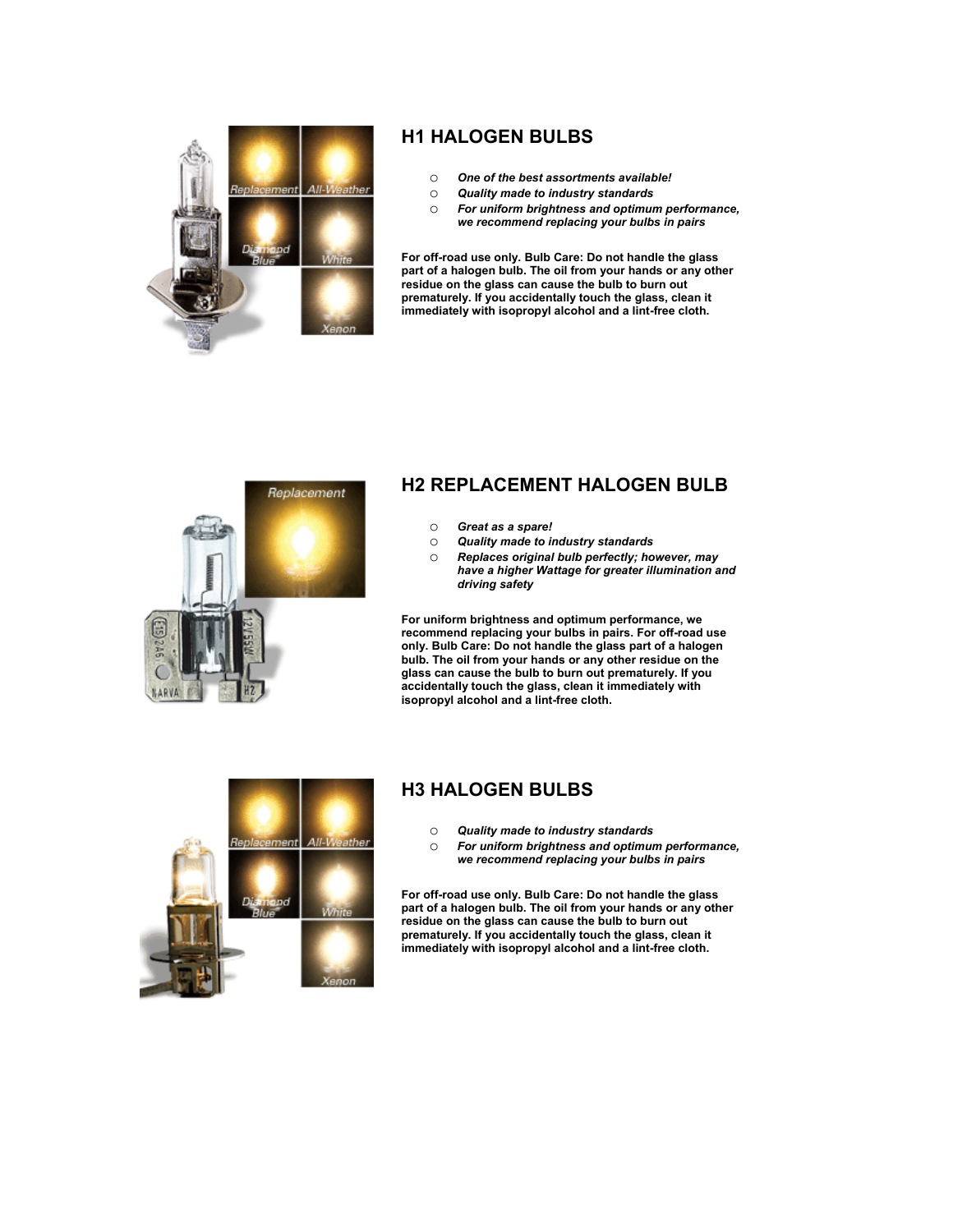## H1 HALOGEN BULBS

- ***One of the best assortments available!***
- ***Quality made to industry standards***
- ***For uniform brightness and optimum performance, we recommend replacing your bulbs in pairs***

**For off-road use only. Bulb Care: Do not handle the glass part of a halogen bulb. The oil from your hands or any other residue on the glass can cause the bulb to burn out prematurely. If you accidentally touch the glass, clean it immediately with isopropyl alcohol and a lint-free cloth.**

## H2 REPLACEMENT HALOGEN BULB

- ***Great as a spare!***
- ***Quality made to industry standards***
- ***Replaces original bulb perfectly; however, may have a higher Wattage for greater illumination and driving safety***

**For uniform brightness and optimum performance, we recommend replacing your bulbs in pairs. For off-road use only. Bulb Care: Do not handle the glass part of a halogen bulb. The oil from your hands or any other residue on the glass can cause the bulb to burn out prematurely. If you accidentally touch the glass, clean it immediately with isopropyl alcohol and a lint-free cloth.**

## H3 HALOGEN BULBS

- ***Quality made to industry standards***
- ***For uniform brightness and optimum performance, we recommend replacing your bulbs in pairs***

**For off-road use only. Bulb Care: Do not handle the glass part of a halogen bulb. The oil from your hands or any other residue on the glass can cause the bulb to burn out prematurely. If you accidentally touch the glass, clean it immediately with isopropyl alcohol and a lint-free cloth.**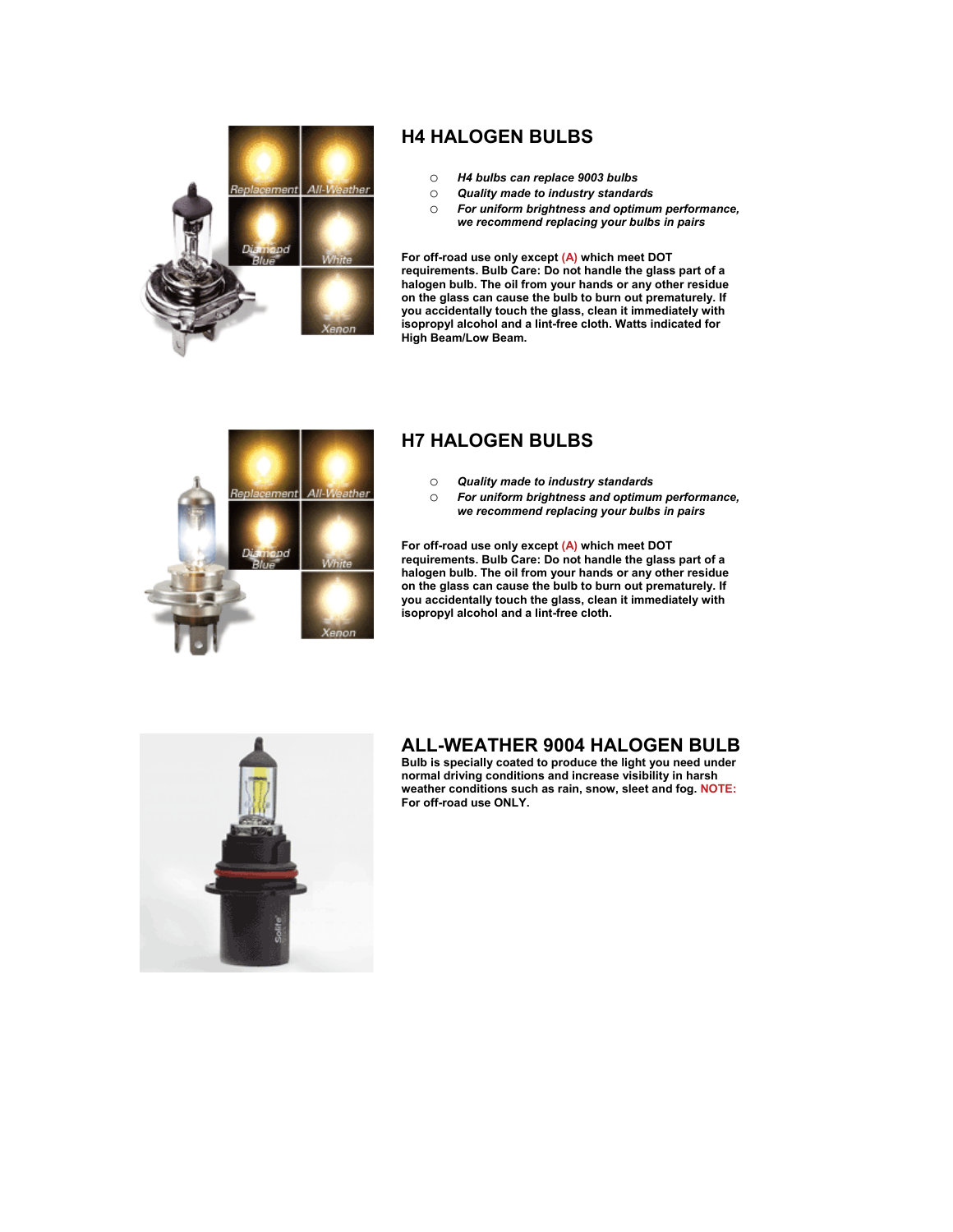## H4 HALOGEN BULBS

- *H4 bulbs can replace 9003 bulbs*
- *Quality made to industry standards*
- *For uniform brightness and optimum performance, we recommend replacing your bulbs in pairs*

**For off-road use only except (A) which meet DOT requirements. Bulb Care: Do not handle the glass part of a halogen bulb. The oil from your hands or any other residue on the glass can cause the bulb to burn out prematurely. If you accidentally touch the glass, clean it immediately with isopropyl alcohol and a lint-free cloth. Watts indicated for High Beam/Low Beam.**

## H7 HALOGEN BULBS

- *Quality made to industry standards*
- *For uniform brightness and optimum performance, we recommend replacing your bulbs in pairs*

**For off-road use only except (A) which meet DOT requirements. Bulb Care: Do not handle the glass part of a halogen bulb. The oil from your hands or any other residue on the glass can cause the bulb to burn out prematurely. If you accidentally touch the glass, clean it immediately with isopropyl alcohol and a lint-free cloth.**

## ALL-WEATHER 9004 HALOGEN BULB

**Bulb is specially coated to produce the light you need under normal driving conditions and increase visibility in harsh weather conditions such as rain, snow, sleet and fog. NOTE: For off-road use ONLY.**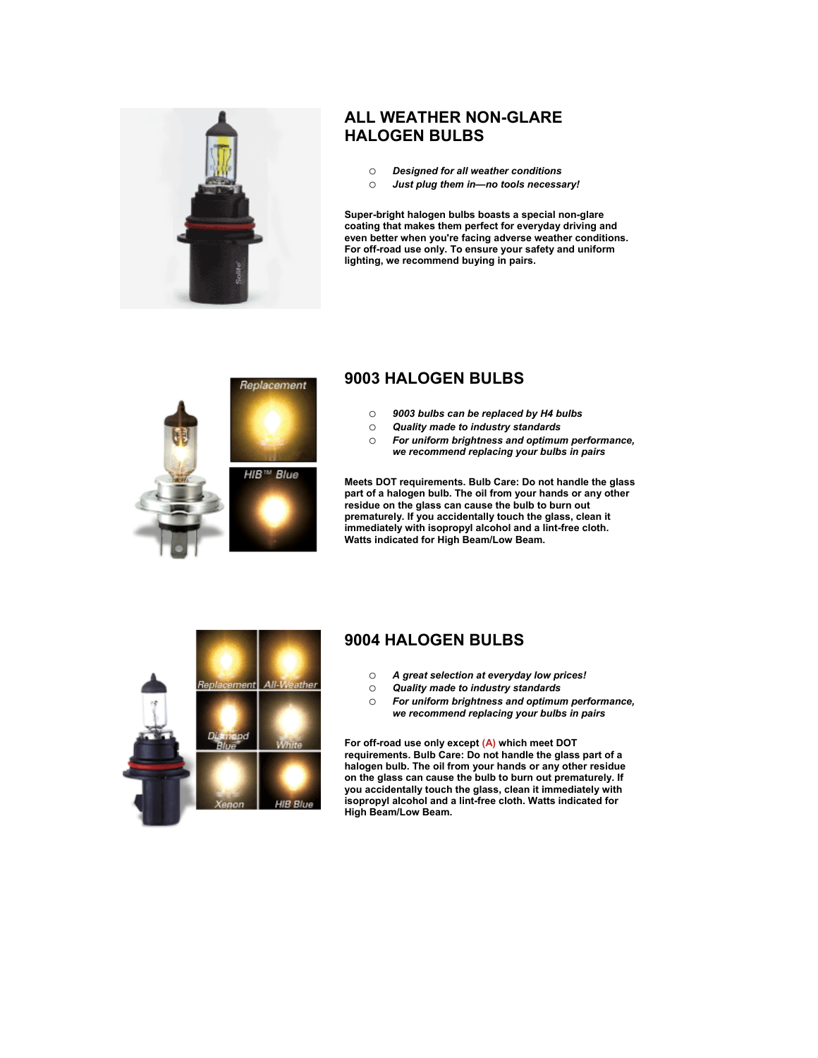## ALL WEATHER NON-GLARE HALOGEN BULBS

- *Designed for all weather conditions*
- *Just plug them in—no tools necessary!*

**Super-bright halogen bulbs boasts a special non-glare coating that makes them perfect for everyday driving and even better when you're facing adverse weather conditions. For off-road use only. To ensure your safety and uniform lighting, we recommend buying in pairs.**

## 9003 HALOGEN BULBS

- *9003 bulbs can be replaced by H4 bulbs*
- *Quality made to industry standards*
- *For uniform brightness and optimum performance, we recommend replacing your bulbs in pairs*

**Meets DOT requirements. Bulb Care: Do not handle the glass part of a halogen bulb. The oil from your hands or any other residue on the glass can cause the bulb to burn out prematurely. If you accidentally touch the glass, clean it immediately with isopropyl alcohol and a lint-free cloth. Watts indicated for High Beam/Low Beam.**

## 9004 HALOGEN BULBS

- *A great selection at everyday low prices!*
- *Quality made to industry standards*
- *For uniform brightness and optimum performance, we recommend replacing your bulbs in pairs*

**For off-road use only except (A) which meet DOT requirements. Bulb Care: Do not handle the glass part of a halogen bulb. The oil from your hands or any other residue on the glass can cause the bulb to burn out prematurely. If you accidentally touch the glass, clean it immediately with isopropyl alcohol and a lint-free cloth. Watts indicated for High Beam/Low Beam.**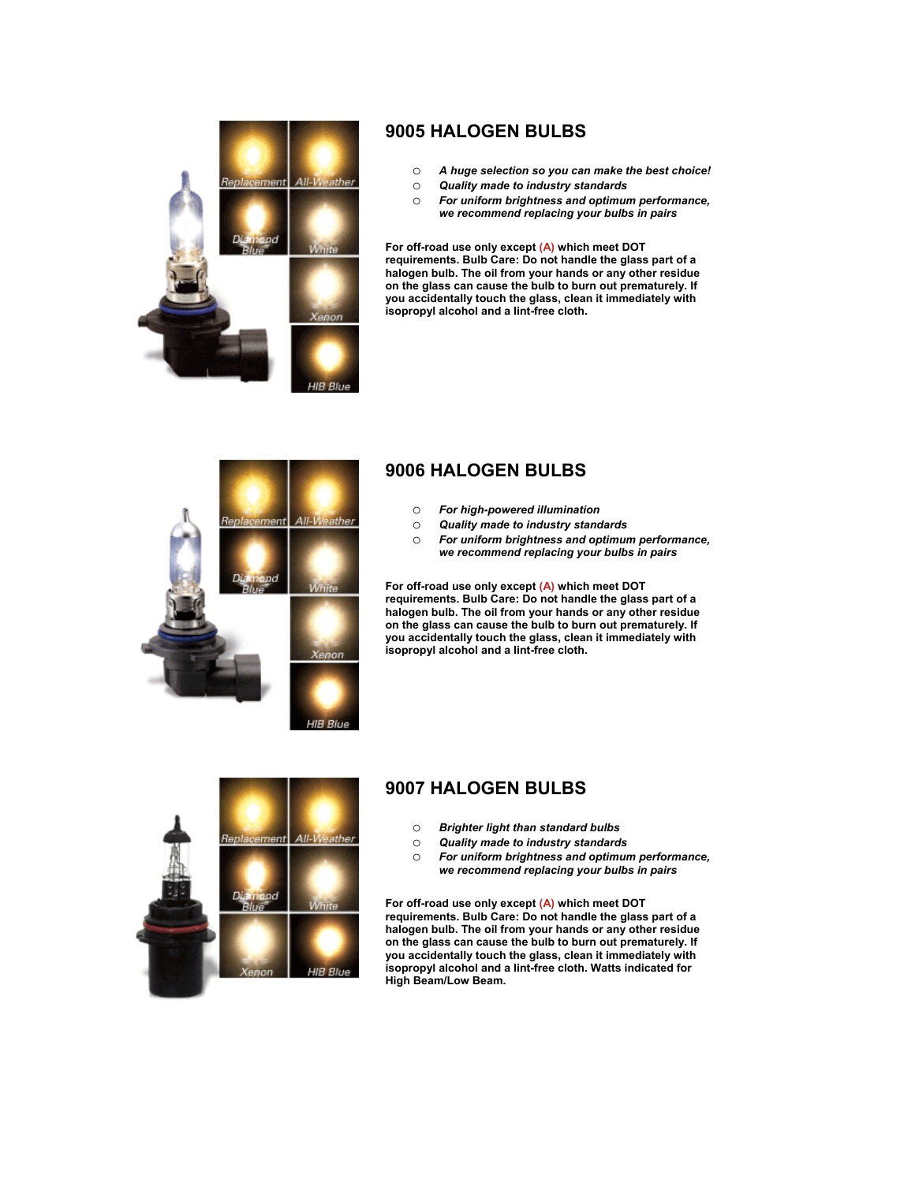## 9005 HALOGEN BULBS

- *A huge selection so you can make the best choice!*
- *Quality made to industry standards*
- *For uniform brightness and optimum performance, we recommend replacing your bulbs in pairs*

**For off-road use only except (A) which meet DOT requirements. Bulb Care: Do not handle the glass part of a halogen bulb. The oil from your hands or any other residue on the glass can cause the bulb to burn out prematurely. If you accidentally touch the glass, clean it immediately with isopropyl alcohol and a lint-free cloth.**

## 9006 HALOGEN BULBS

- *For high-powered illumination*
- *Quality made to industry standards*
- *For uniform brightness and optimum performance, we recommend replacing your bulbs in pairs*

**For off-road use only except (A) which meet DOT requirements. Bulb Care: Do not handle the glass part of a halogen bulb. The oil from your hands or any other residue on the glass can cause the bulb to burn out prematurely. If you accidentally touch the glass, clean it immediately with isopropyl alcohol and a lint-free cloth.**

## 9007 HALOGEN BULBS

- *Brighter light than standard bulbs*
- *Quality made to industry standards*
- *For uniform brightness and optimum performance, we recommend replacing your bulbs in pairs*

**For off-road use only except (A) which meet DOT requirements. Bulb Care: Do not handle the glass part of a halogen bulb. The oil from your hands or any other residue on the glass can cause the bulb to burn out prematurely. If you accidentally touch the glass, clean it immediately with isopropyl alcohol and a lint-free cloth. Watts indicated for High Beam/Low Beam.**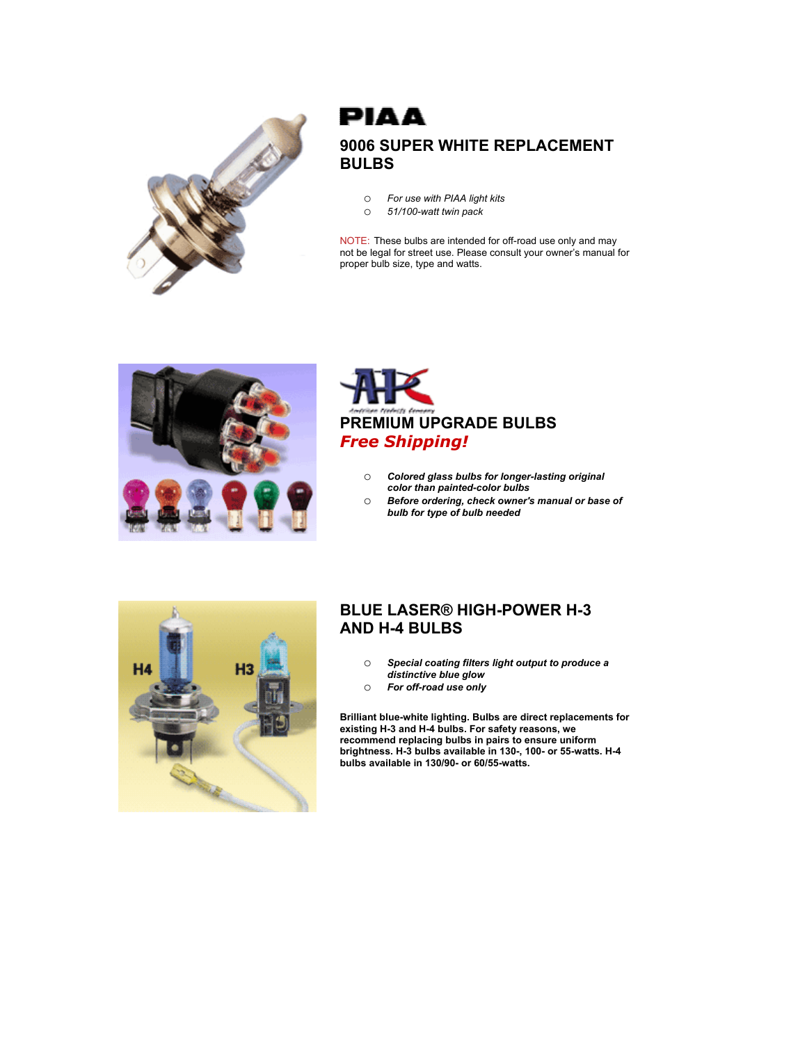PIAA

## 9006 SUPER WHITE REPLACEMENT BULBS

- *For use with PIAA light kits*
- *51/100-watt twin pack*

NOTE: These bulbs are intended for off-road use only and may not be legal for street use. Please consult your owner's manual for proper bulb size, type and watts.

AIC

## PREMIUM UPGRADE BULBS

***Free Shipping!***

- ***Colored glass bulbs for longer-lasting original color than painted-color bulbs***
- ***Before ordering, check owner's manual or base of bulb for type of bulb needed***

## BLUE LASER® HIGH-POWER H-3 AND H-4 BULBS

- ***Special coating filters light output to produce a distinctive blue glow***
- ***For off-road use only***

**Brilliant blue-white lighting. Bulbs are direct replacements for existing H-3 and H-4 bulbs. For safety reasons, we recommend replacing bulbs in pairs to ensure uniform brightness. H-3 bulbs available in 130-, 100- or 55-watts. H-4 bulbs available in 130/90- or 60/55-watts.**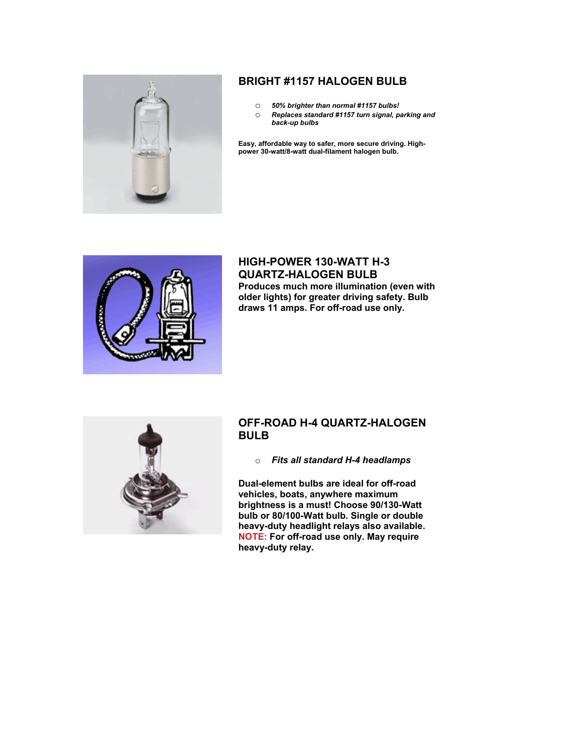## BRIGHT #1157 HALOGEN BULB

- *50% brighter than normal #1157 bulbs!*
- *Replaces standard #1157 turn signal, parking and back-up bulbs*

**Easy, affordable way to safer, more secure driving. High-power 30-watt/8-watt dual-filament halogen bulb.**

## HIGH-POWER 130-WATT H-3 QUARTZ-HALOGEN BULB

**Produces much more illumination (even with older lights) for greater driving safety. Bulb draws 11 amps. For off-road use only.**

## OFF-ROAD H-4 QUARTZ-HALOGEN BULB

- *Fits all standard H-4 headlamps*

**Dual-element bulbs are ideal for off-road vehicles, boats, anywhere maximum brightness is a must! Choose 90/130-Watt bulb or 80/100-Watt bulb. Single or double heavy-duty headlight relays also available. NOTE: For off-road use only. May require heavy-duty relay.**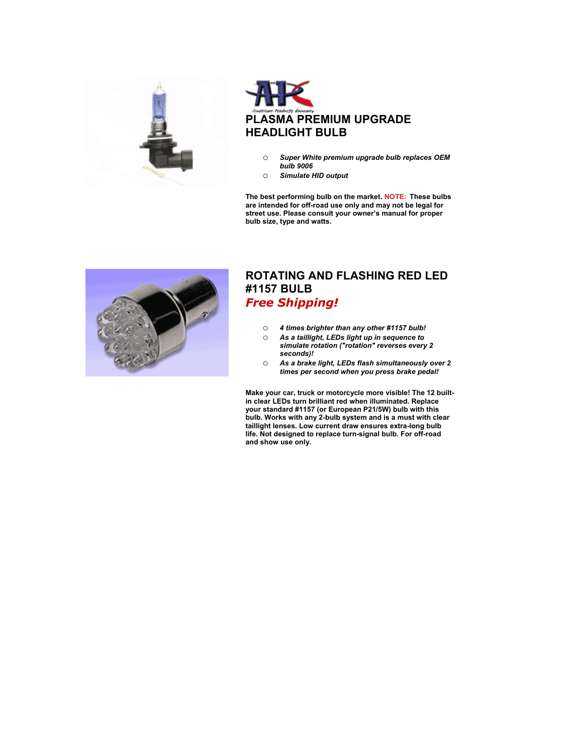## PLASMA PREMIUM UPGRADE HEADLIGHT BULB

- ***Super White premium upgrade bulb replaces OEM bulb 9006***
- ***Simulate HID output***

**The best performing bulb on the market. NOTE: These bulbs are intended for off-road use only and may not be legal for street use. Please consult your owner's manual for proper bulb size, type and watts.**

## ROTATING AND FLASHING RED LED #1157 BULB

## *Free Shipping!*

- ***4 times brighter than any other #1157 bulb!***
- ***As a taillight, LEDs light up in sequence to simulate rotation ("rotation" reverses every 2 seconds)!***
- ***As a brake light, LEDs flash simultaneously over 2 times per second when you press brake pedal!***

**Make your car, truck or motorcycle more visible! The 12 built-in clear LEDs turn brilliant red when illuminated. Replace your standard #1157 (or European P21/5W) bulb with this bulb. Works with any 2-bulb system and is a must with clear taillight lenses. Low current draw ensures extra-long bulb life. Not designed to replace turn-signal bulb. For off-road and show use only.**